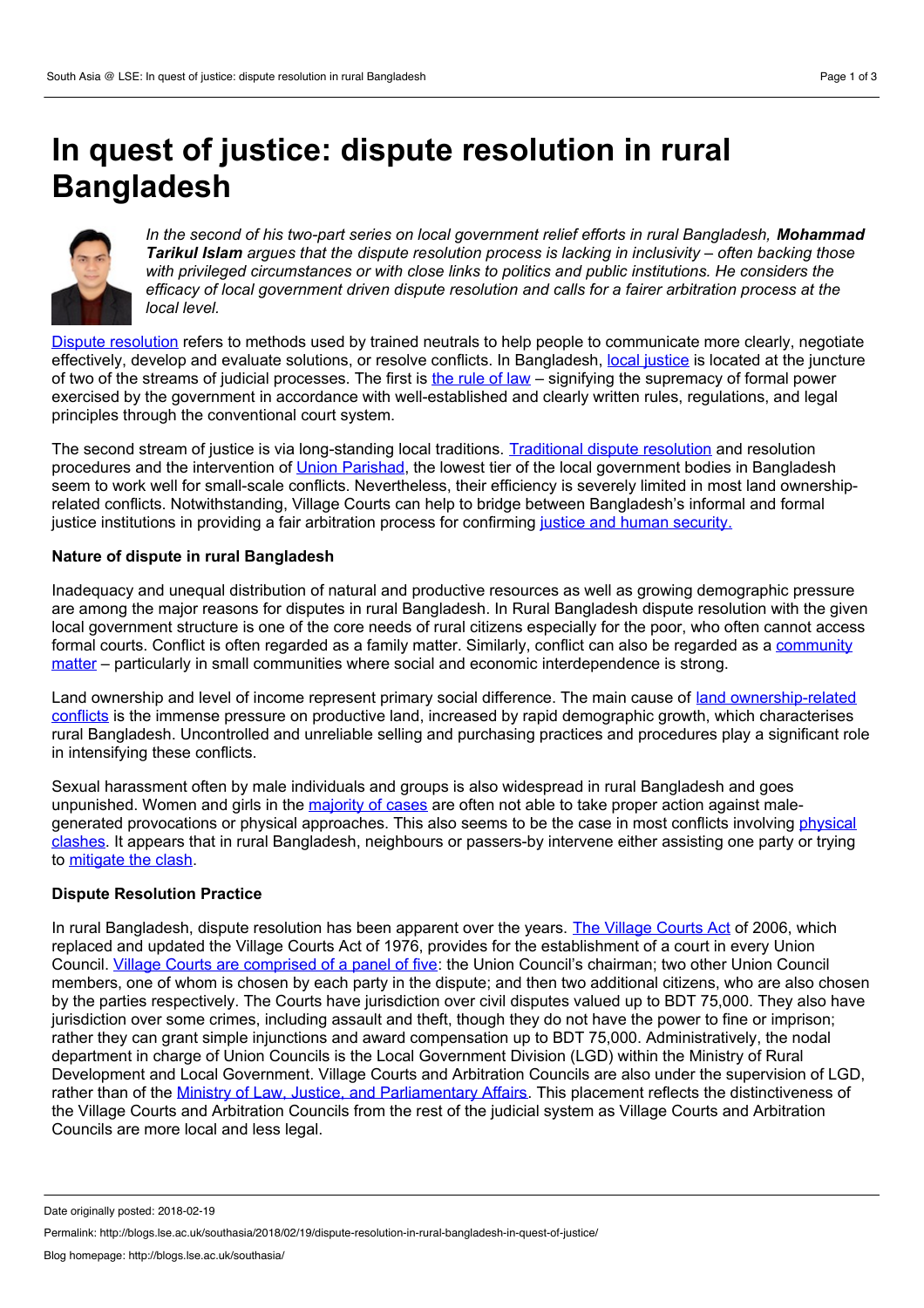# In quest of justice: dispute resolution in rural Bangladesh

*In the second of his two-part series on local government relief efforts in rural Bangladesh,* ***Mohammad Tarikul Islam*** *argues that the dispute resolution process is lacking in inclusivity – often backing those with privileged circumstances or with close links to politics and public institutions. He considers the efficacy of local government driven dispute resolution and calls for a fairer arbitration process at the local level.*

Dispute resolution refers to methods used by trained neutrals to help people to communicate more clearly, negotiate effectively, develop and evaluate solutions, or resolve conflicts. In Bangladesh, local justice is located at the juncture of two of the streams of judicial processes. The first is the rule of law – signifying the supremacy of formal power exercised by the government in accordance with well-established and clearly written rules, regulations, and legal principles through the conventional court system.

The second stream of justice is via long-standing local traditions. Traditional dispute resolution and resolution procedures and the intervention of Union Parishad, the lowest tier of the local government bodies in Bangladesh seem to work well for small-scale conflicts. Nevertheless, their efficiency is severely limited in most land ownership-related conflicts. Notwithstanding, Village Courts can help to bridge between Bangladesh's informal and formal justice institutions in providing a fair arbitration process for confirming justice and human security.

**Nature of dispute in rural Bangladesh**

Inadequacy and unequal distribution of natural and productive resources as well as growing demographic pressure are among the major reasons for disputes in rural Bangladesh. In Rural Bangladesh dispute resolution with the given local government structure is one of the core needs of rural citizens especially for the poor, who often cannot access formal courts. Conflict is often regarded as a family matter. Similarly, conflict can also be regarded as a community matter – particularly in small communities where social and economic interdependence is strong.

Land ownership and level of income represent primary social difference. The main cause of land ownership-related conflicts is the immense pressure on productive land, increased by rapid demographic growth, which characterises rural Bangladesh. Uncontrolled and unreliable selling and purchasing practices and procedures play a significant role in intensifying these conflicts.

Sexual harassment often by male individuals and groups is also widespread in rural Bangladesh and goes unpunished. Women and girls in the majority of cases are often not able to take proper action against male-generated provocations or physical approaches. This also seems to be the case in most conflicts involving physical clashes. It appears that in rural Bangladesh, neighbours or passers-by intervene either assisting one party or trying to mitigate the clash.

**Dispute Resolution Practice**

In rural Bangladesh, dispute resolution has been apparent over the years. The Village Courts Act of 2006, which replaced and updated the Village Courts Act of 1976, provides for the establishment of a court in every Union Council. Village Courts are comprised of a panel of five: the Union Council's chairman; two other Union Council members, one of whom is chosen by each party in the dispute; and then two additional citizens, who are also chosen by the parties respectively. The Courts have jurisdiction over civil disputes valued up to BDT 75,000. They also have jurisdiction over some crimes, including assault and theft, though they do not have the power to fine or imprison; rather they can grant simple injunctions and award compensation up to BDT 75,000. Administratively, the nodal department in charge of Union Councils is the Local Government Division (LGD) within the Ministry of Rural Development and Local Government. Village Courts and Arbitration Councils are also under the supervision of LGD, rather than of the Ministry of Law, Justice, and Parliamentary Affairs. This placement reflects the distinctiveness of the Village Courts and Arbitration Councils from the rest of the judicial system as Village Courts and Arbitration Councils are more local and less legal.

Date originally posted: 2018-02-19

Permalink: http://blogs.lse.ac.uk/southasia/2018/02/19/dispute-resolution-in-rural-bangladesh-in-quest-of-justice/

Blog homepage: http://blogs.lse.ac.uk/southasia/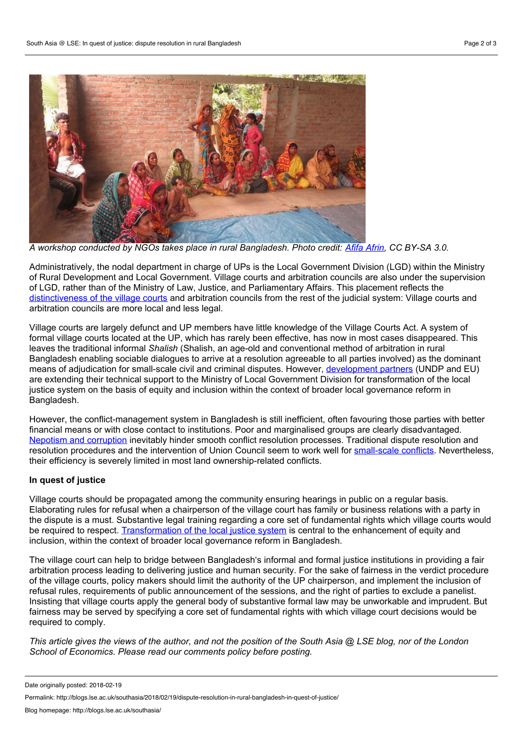*A workshop conducted by NGOs takes place in rural Bangladesh. Photo credit: Afifa Afrin, CC BY-SA 3.0.*

Administratively, the nodal department in charge of UPs is the Local Government Division (LGD) within the Ministry of Rural Development and Local Government. Village courts and arbitration councils are also under the supervision of LGD, rather than of the Ministry of Law, Justice, and Parliamentary Affairs. This placement reflects the distinctiveness of the village courts and arbitration councils from the rest of the judicial system: Village courts and arbitration councils are more local and less legal.

Village courts are largely defunct and UP members have little knowledge of the Village Courts Act. A system of formal village courts located at the UP, which has rarely been effective, has now in most cases disappeared. This leaves the traditional informal *Shalish* (Shalish, an age-old and conventional method of arbitration in rural Bangladesh enabling sociable dialogues to arrive at a resolution agreeable to all parties involved) as the dominant means of adjudication for small-scale civil and criminal disputes. However, development partners (UNDP and EU) are extending their technical support to the Ministry of Local Government Division for transformation of the local justice system on the basis of equity and inclusion within the context of broader local governance reform in Bangladesh.

However, the conflict-management system in Bangladesh is still inefficient, often favouring those parties with better financial means or with close contact to institutions. Poor and marginalised groups are clearly disadvantaged. Nepotism and corruption inevitably hinder smooth conflict resolution processes. Traditional dispute resolution and resolution procedures and the intervention of Union Council seem to work well for small-scale conflicts. Nevertheless, their efficiency is severely limited in most land ownership-related conflicts.

**In quest of justice**

Village courts should be propagated among the community ensuring hearings in public on a regular basis. Elaborating rules for refusal when a chairperson of the village court has family or business relations with a party in the dispute is a must. Substantive legal training regarding a core set of fundamental rights which village courts would be required to respect. Transformation of the local justice system is central to the enhancement of equity and inclusion, within the context of broader local governance reform in Bangladesh.

The village court can help to bridge between Bangladesh's informal and formal justice institutions in providing a fair arbitration process leading to delivering justice and human security. For the sake of fairness in the verdict procedure of the village courts, policy makers should limit the authority of the UP chairperson, and implement the inclusion of refusal rules, requirements of public announcement of the sessions, and the right of parties to exclude a panelist. Insisting that village courts apply the general body of substantive formal law may be unworkable and imprudent. But fairness may be served by specifying a core set of fundamental rights with which village court decisions would be required to comply.

*This article gives the views of the author, and not the position of the South Asia @ LSE blog, nor of the London School of Economics. Please read our comments policy before posting.*

Date originally posted: 2018-02-19

Permalink: http://blogs.lse.ac.uk/southasia/2018/02/19/dispute-resolution-in-rural-bangladesh-in-quest-of-justice/

Blog homepage: http://blogs.lse.ac.uk/southasia/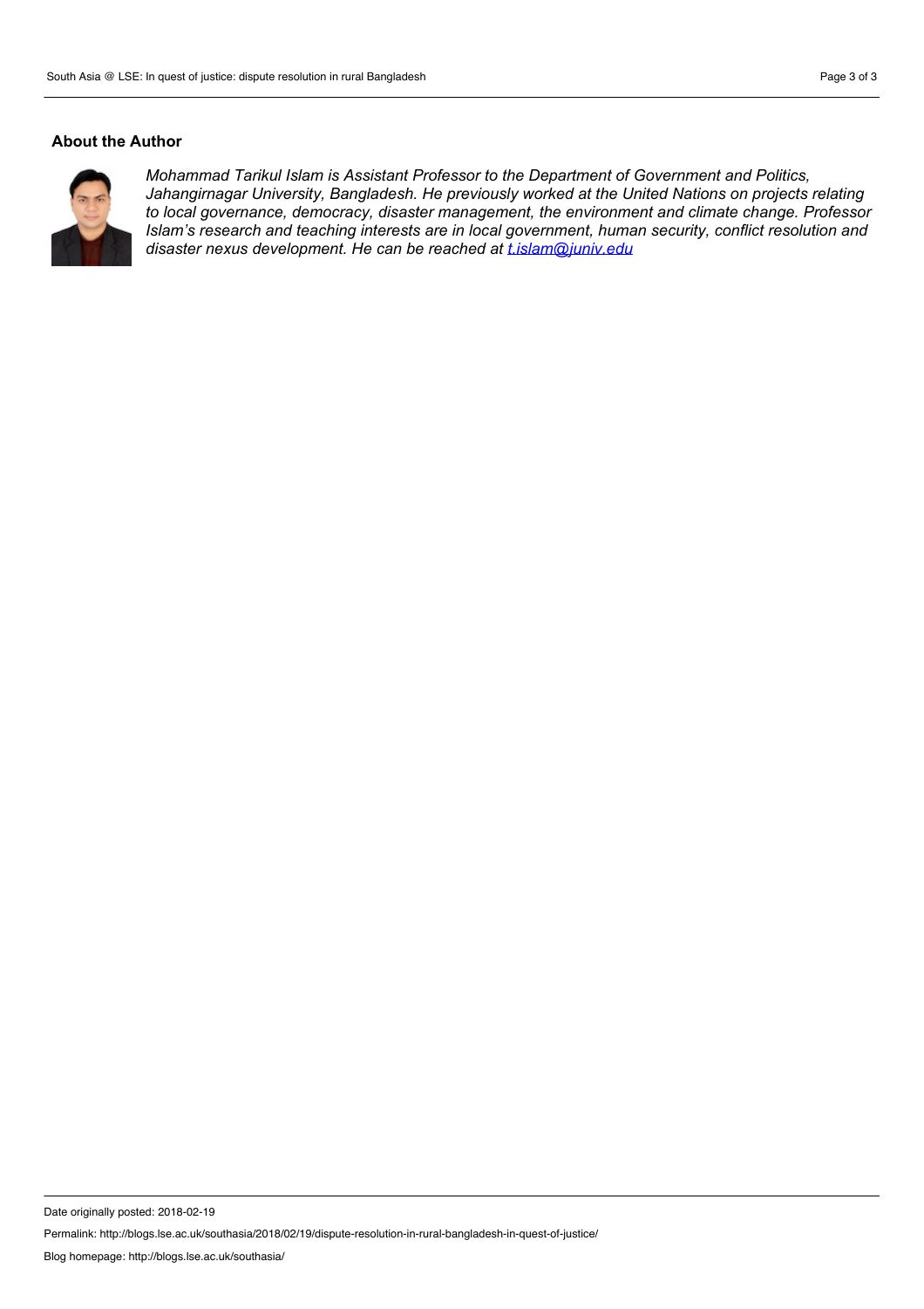### About the Author

*Mohammad Tarikul Islam is Assistant Professor to the Department of Government and Politics, Jahangirnagar University, Bangladesh. He previously worked at the United Nations on projects relating to local governance, democracy, disaster management, the environment and climate change. Professor Islam's research and teaching interests are in local government, human security, conflict resolution and disaster nexus development. He can be reached at [t.islam@juniv.edu](mailto:t.islam@juniv.edu)*

Date originally posted: 2018-02-19

Permalink: http://blogs.lse.ac.uk/southasia/2018/02/19/dispute-resolution-in-rural-bangladesh-in-quest-of-justice/

Blog homepage: http://blogs.lse.ac.uk/southasia/